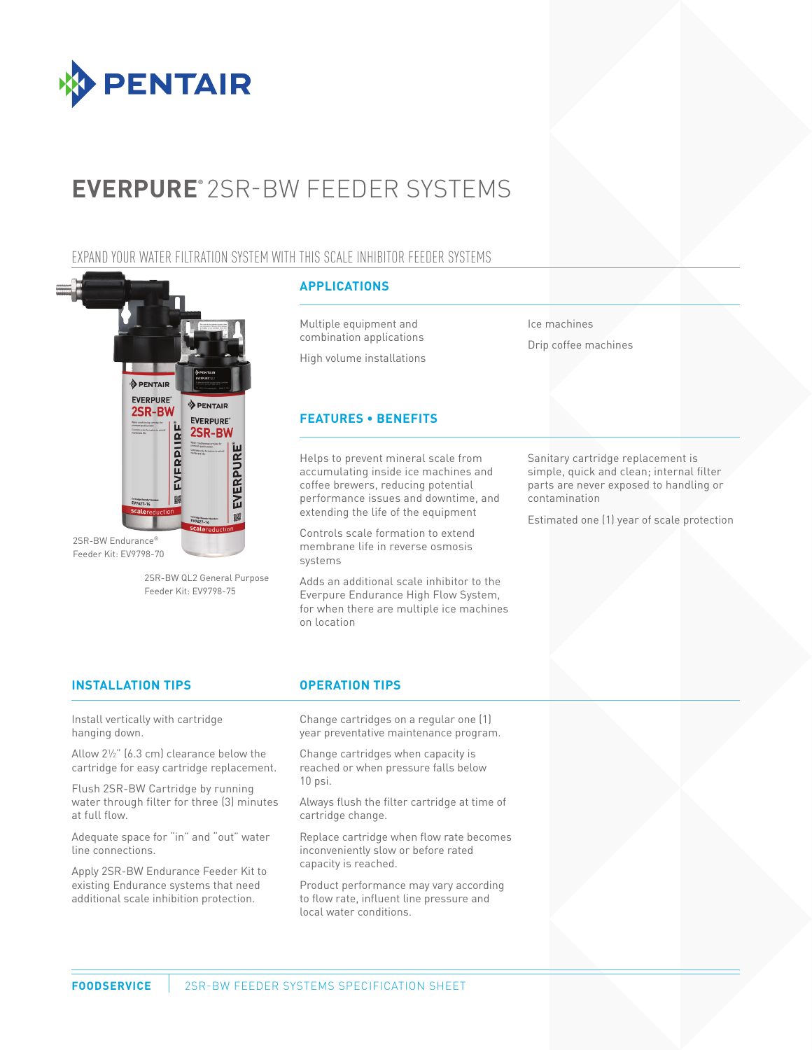# EVERPURE® 2SR-BW FEEDER SYSTEMS

## EXPAND YOUR WATER FILTRATION SYSTEM WITH THIS SCALE INHIBITOR FEEDER SYSTEMS

2SR-BW Endurance® Feeder Kit: EV9798-70

2SR-BW QL2 General Purpose Feeder Kit: EV9798-75

### APPLICATIONS

Multiple equipment and combination applications

High volume installations

Ice machines

Drip coffee machines

### FEATURES • BENEFITS

Helps to prevent mineral scale from accumulating inside ice machines and coffee brewers, reducing potential performance issues and downtime, and extending the life of the equipment

Controls scale formation to extend membrane life in reverse osmosis systems

Adds an additional scale inhibitor to the Everpure Endurance High Flow System, for when there are multiple ice machines on location

Sanitary cartridge replacement is simple, quick and clean; internal filter parts are never exposed to handling or contamination

Estimated one (1) year of scale protection

### INSTALLATION TIPS

Install vertically with cartridge hanging down.

Allow 2½" (6.3 cm) clearance below the cartridge for easy cartridge replacement.

Flush 2SR-BW Cartridge by running water through filter for three (3) minutes at full flow.

Adequate space for "in" and "out" water line connections.

Apply 2SR-BW Endurance Feeder Kit to existing Endurance systems that need additional scale inhibition protection.

### OPERATION TIPS

Change cartridges on a regular one (1) year preventative maintenance program.

Change cartridges when capacity is reached or when pressure falls below 10 psi.

Always flush the filter cartridge at time of cartridge change.

Replace cartridge when flow rate becomes inconveniently slow or before rated capacity is reached.

Product performance may vary according to flow rate, influent line pressure and local water conditions.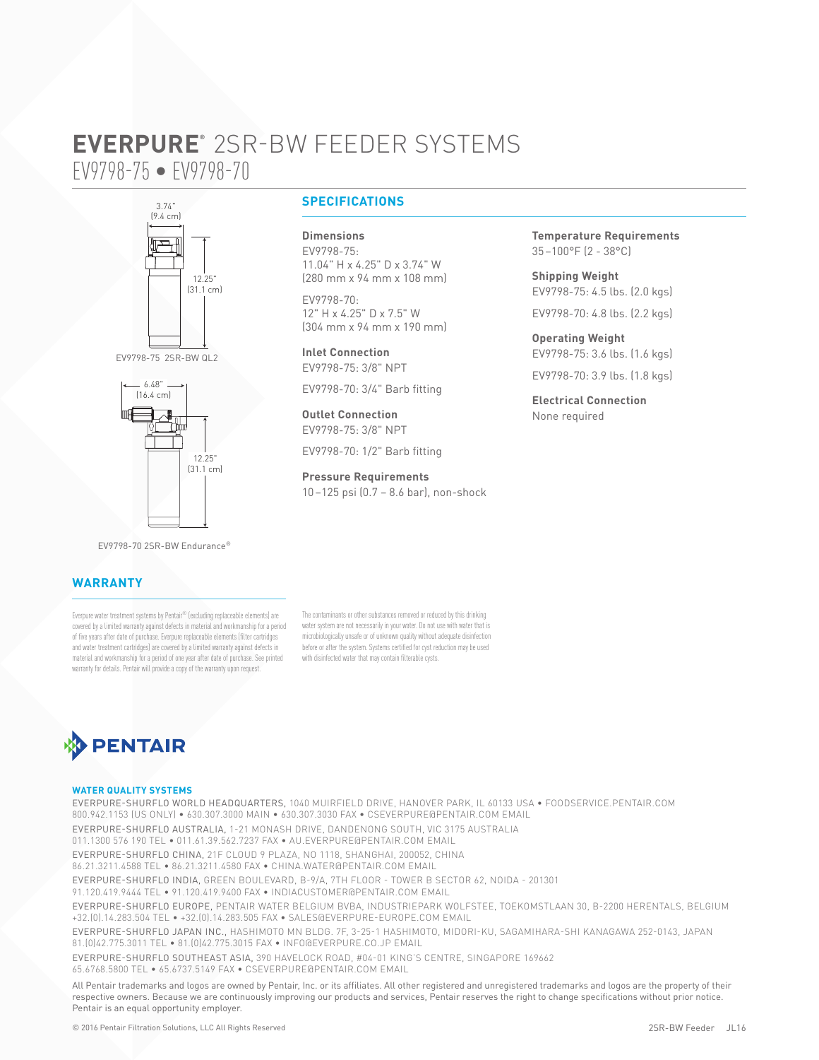# **EVERPURE**® 2SR-BW FEEDER SYSTEMS

EV9798-75 • EV9798-70

3.74"
(9.4 cm)

12.25"
(31.1 cm)

EV9798-75 2SR-BW QL2

6.48"
(16.4 cm)

12.25"
(31.1 cm)

EV9798-70 2SR-BW Endurance®

## SPECIFICATIONS

**Dimensions**
EV9798-75:
11.04" H x 4.25" D x 3.74" W
(280 mm x 94 mm x 108 mm)

EV9798-70:
12" H x 4.25" D x 7.5" W
(304 mm x 94 mm x 190 mm)

**Inlet Connection**
EV9798-75: 3/8" NPT

EV9798-70: 3/4" Barb fitting

**Outlet Connection**
EV9798-75: 3/8" NPT

EV9798-70: 1/2" Barb fitting

**Pressure Requirements**
10–125 psi (0.7 – 8.6 bar), non-shock

**Temperature Requirements**
35–100°F (2 - 38°C)

**Shipping Weight**
EV9798-75: 4.5 lbs. (2.0 kgs)

EV9798-70: 4.8 lbs. (2.2 kgs)

**Operating Weight**
EV9798-75: 3.6 lbs. (1.6 kgs)

EV9798-70: 3.9 lbs. (1.8 kgs)

**Electrical Connection**
None required

## WARRANTY

Everpure water treatment systems by Pentair® (excluding replaceable elements) are covered by a limited warranty against defects in material and workmanship for a period of five years after date of purchase. Everpure replaceable elements (filter cartridges and water treatment cartridges) are covered by a limited warranty against defects in material and workmanship for a period of one year after date of purchase. See printed warranty for details. Pentair will provide a copy of the warranty upon request.

The contaminants or other substances removed or reduced by this drinking water system are not necessarily in your water. Do not use with water that is microbiologically unsafe or of unknown quality without adequate disinfection before or after the system. Systems certified for cyst reduction may be used with disinfected water that may contain filterable cysts.

**PENTAIR**

**WATER QUALITY SYSTEMS**

EVERPURE-SHURFLO WORLD HEADQUARTERS, 1040 MUIRFIELD DRIVE, HANOVER PARK, IL 60133 USA • FOODSERVICE.PENTAIR.COM
800.942.1153 (US ONLY) • 630.307.3000 MAIN • 630.307.3030 FAX • CSEVERPURE@PENTAIR.COM EMAIL

EVERPURE-SHURFLO AUSTRALIA, 1-21 MONASH DRIVE, DANDENONG SOUTH, VIC 3175 AUSTRALIA
011.1300 576 190 TEL • 011.61.39.562.7237 FAX • AU.EVERPURE@PENTAIR.COM EMAIL

EVERPURE-SHURFLO CHINA, 21F CLOUD 9 PLAZA, NO 1118, SHANGHAI, 200052, CHINA
86.21.3211.4588 TEL • 86.21.3211.4580 FAX • CHINA.WATER@PENTAIR.COM EMAIL

EVERPURE-SHURFLO INDIA, GREEN BOULEVARD, B-9/A, 7TH FLOOR - TOWER B SECTOR 62, NOIDA - 201301
91.120.419.9444 TEL • 91.120.419.9400 FAX • INDIACUSTOMER@PENTAIR.COM EMAIL

EVERPURE-SHURFLO EUROPE, PENTAIR WATER BELGIUM BVBA, INDUSTRIEPARK WOLFSTEE, TOEKOMSTLAAN 30, B-2200 HERENTALS, BELGIUM
+32.(0).14.283.504 TEL • +32.(0).14.283.505 FAX • SALES@EVERPURE-EUROPE.COM EMAIL

EVERPURE-SHURFLO JAPAN INC., HASHIMOTO MN BLDG. 7F, 3-25-1 HASHIMOTO, MIDORI-KU, SAGAMIHARA-SHI KANAGAWA 252-0143, JAPAN
81.(0)42.775.3011 TEL • 81.(0)42.775.3015 FAX • INFO@EVERPURE.CO.JP EMAIL

EVERPURE-SHURFLO SOUTHEAST ASIA, 390 HAVELOCK ROAD, #04-01 KING'S CENTRE, SINGAPORE 169662
65.6768.5800 TEL • 65.6737.5149 FAX • CSEVERPURE@PENTAIR.COM EMAIL

All Pentair trademarks and logos are owned by Pentair, Inc. or its affiliates. All other registered and unregistered trademarks and logos are the property of their respective owners. Because we are continuously improving our products and services, Pentair reserves the right to change specifications without prior notice. Pentair is an equal opportunity employer.

© 2016 Pentair Filtration Solutions, LLC All Rights Reserved

2SR-BW Feeder JL16